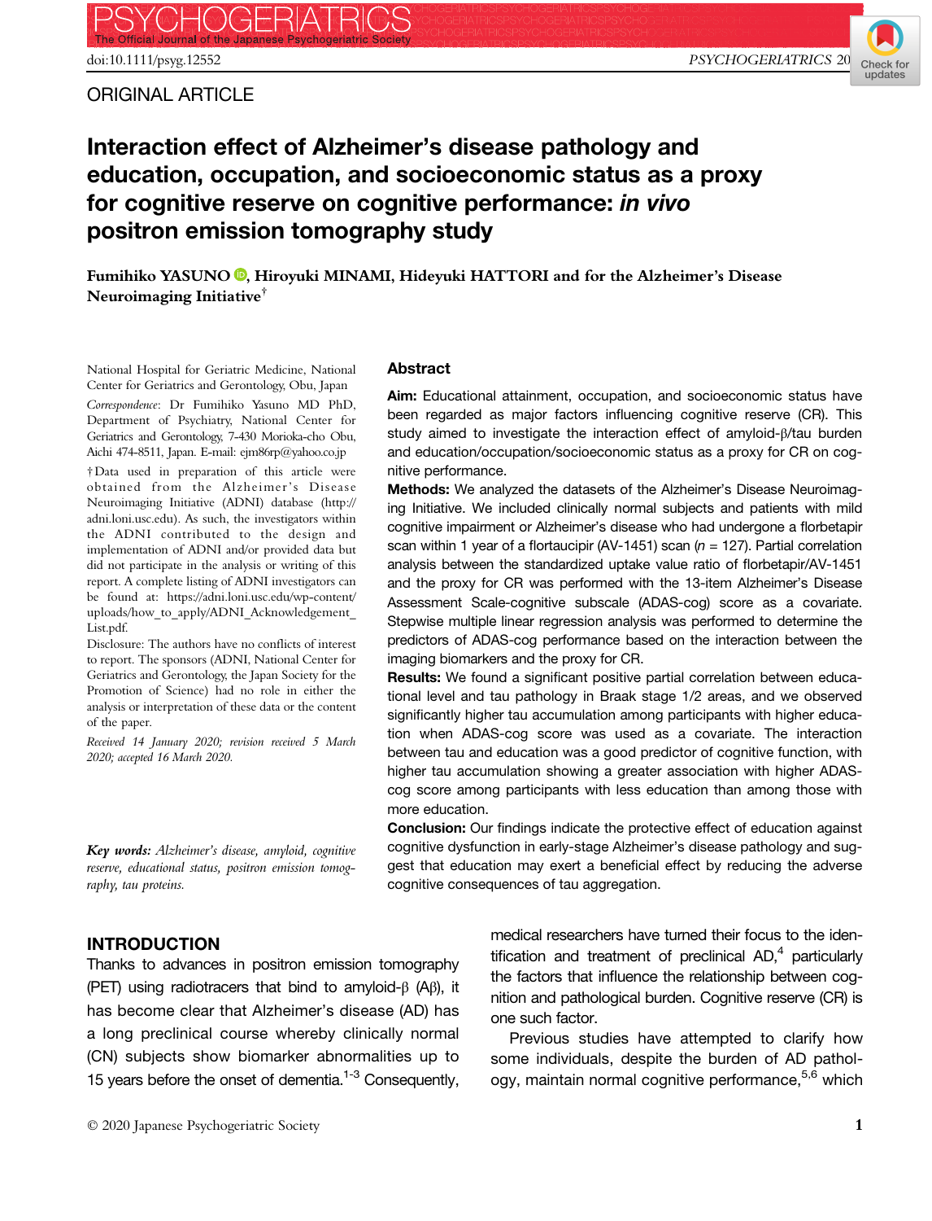ORIGINAL ARTICLE

# Interaction effect of Alzheimer's disease pathology and education, occupation, and socioeconomic status as a proxy for cognitive reserve on cognitive performance: *in vivo* positron emission tomography study

**Fumihiko YASUNO, Hiroyuki MINAMI, Hideyuki HATTORI and for the Alzheimer's Disease Neuroimaging Initiative**[†]

National Hospital for Geriatric Medicine, National Center for Geriatrics and Gerontology, Obu, Japan

*Correspondence*: Dr Fumihiko Yasuno MD PhD, Department of Psychiatry, National Center for Geriatrics and Gerontology, 7-430 Morioka-cho Obu, Aichi 474-8511, Japan. E-mail: ejm86rp@yahoo.co.jp

†Data used in preparation of this article were obtained from the Alzheimer's Disease Neuroimaging Initiative (ADNI) database (http://adni.loni.usc.edu). As such, the investigators within the ADNI contributed to the design and implementation of ADNI and/or provided data but did not participate in the analysis or writing of this report. A complete listing of ADNI investigators can be found at: https://adni.loni.usc.edu/wp-content/uploads/how_to_apply/ADNI_Acknowledgement_List.pdf.

Disclosure: The authors have no conflicts of interest to report. The sponsors (ADNI, National Center for Geriatrics and Gerontology, the Japan Society for the Promotion of Science) had no role in either the analysis or interpretation of these data or the content of the paper.

*Received 14 January 2020; revision received 5 March 2020; accepted 16 March 2020.*

## Abstract

**Aim:** Educational attainment, occupation, and socioeconomic status have been regarded as major factors influencing cognitive reserve (CR). This study aimed to investigate the interaction effect of amyloid-β/tau burden and education/occupation/socioeconomic status as a proxy for CR on cognitive performance.

**Methods:** We analyzed the datasets of the Alzheimer's Disease Neuroimaging Initiative. We included clinically normal subjects and patients with mild cognitive impairment or Alzheimer's disease who had undergone a florbetapir scan within 1 year of a flortaucipir (AV-1451) scan ($n$ = 127). Partial correlation analysis between the standardized uptake value ratio of florbetapir/AV-1451 and the proxy for CR was performed with the 13-item Alzheimer's Disease Assessment Scale-cognitive subscale (ADAS-cog) score as a covariate. Stepwise multiple linear regression analysis was performed to determine the predictors of ADAS-cog performance based on the interaction between the imaging biomarkers and the proxy for CR.

**Results:** We found a significant positive partial correlation between educational level and tau pathology in Braak stage 1/2 areas, and we observed significantly higher tau accumulation among participants with higher education when ADAS-cog score was used as a covariate. The interaction between tau and education was a good predictor of cognitive function, with higher tau accumulation showing a greater association with higher ADAS-cog score among participants with less education than among those with more education.

**Conclusion:** Our findings indicate the protective effect of education against cognitive dysfunction in early-stage Alzheimer's disease pathology and suggest that education may exert a beneficial effect by reducing the adverse cognitive consequences of tau aggregation.

***Key words:*** *Alzheimer's disease, amyloid, cognitive reserve, educational status, positron emission tomography, tau proteins.*

## INTRODUCTION

Thanks to advances in positron emission tomography (PET) using radiotracers that bind to amyloid-β (Aβ), it has become clear that Alzheimer's disease (AD) has a long preclinical course whereby clinically normal (CN) subjects show biomarker abnormalities up to 15 years before the onset of dementia.[1-3] Consequently, medical researchers have turned their focus to the identification and treatment of preclinical AD,[4] particularly the factors that influence the relationship between cognition and pathological burden. Cognitive reserve (CR) is one such factor.

Previous studies have attempted to clarify how some individuals, despite the burden of AD pathology, maintain normal cognitive performance,[5,6] which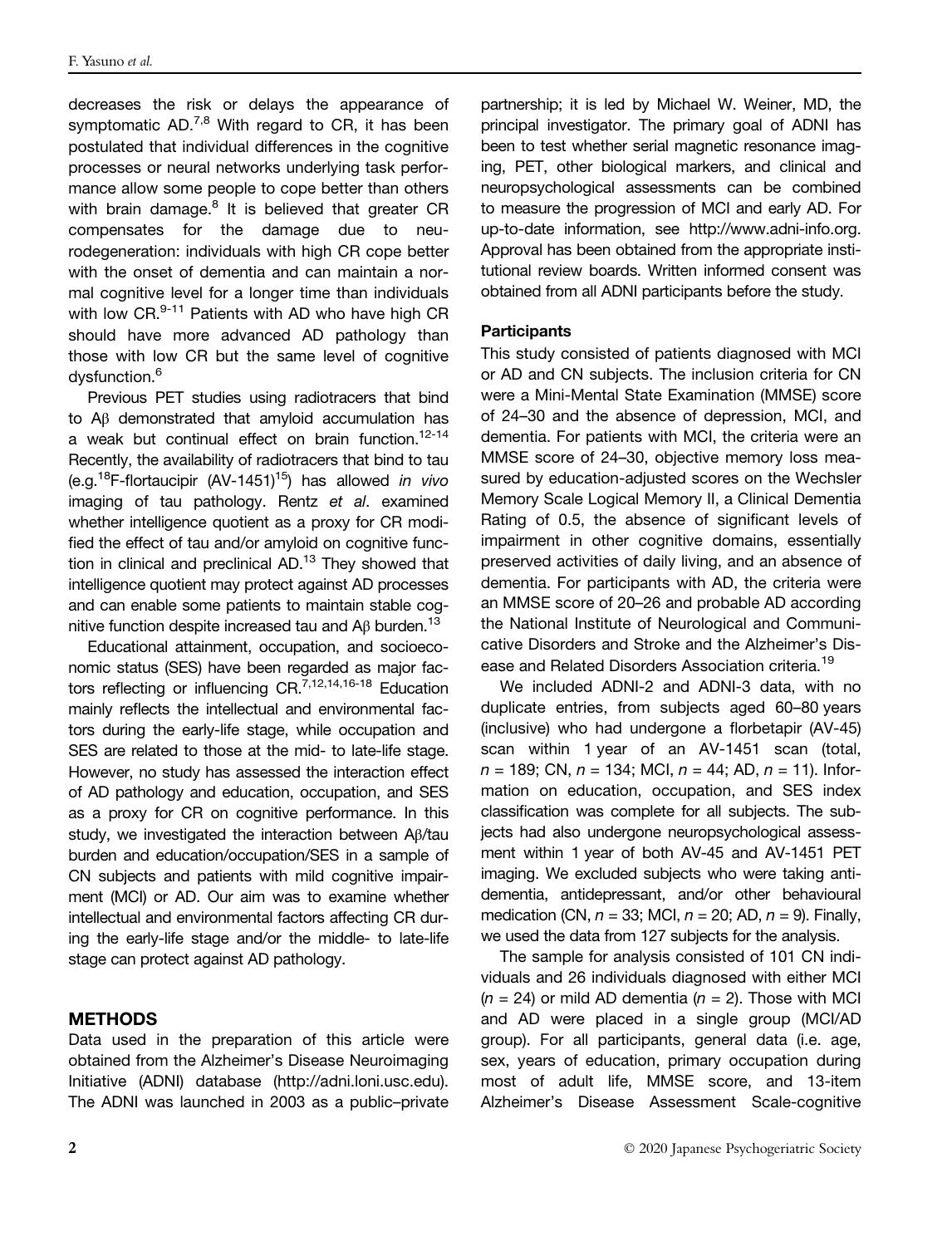decreases the risk or delays the appearance of symptomatic AD.[7,8] With regard to CR, it has been postulated that individual differences in the cognitive processes or neural networks underlying task performance allow some people to cope better than others with brain damage.[8] It is believed that greater CR compensates for the damage due to neurodegeneration: individuals with high CR cope better with the onset of dementia and can maintain a normal cognitive level for a longer time than individuals with low CR.[9-11] Patients with AD who have high CR should have more advanced AD pathology than those with low CR but the same level of cognitive dysfunction.[6]

Previous PET studies using radiotracers that bind to Aβ demonstrated that amyloid accumulation has a weak but continual effect on brain function.[12-14] Recently, the availability of radiotracers that bind to tau (e.g.$^{18}$F-flortaucipir (AV-1451)[15]) has allowed *in vivo* imaging of tau pathology. Rentz *et al*. examined whether intelligence quotient as a proxy for CR modified the effect of tau and/or amyloid on cognitive function in clinical and preclinical AD.[13] They showed that intelligence quotient may protect against AD processes and can enable some patients to maintain stable cognitive function despite increased tau and Aβ burden.[13]

Educational attainment, occupation, and socioeconomic status (SES) have been regarded as major factors reflecting or influencing CR.[7,12,14,16-18] Education mainly reflects the intellectual and environmental factors during the early-life stage, while occupation and SES are related to those at the mid- to late-life stage. However, no study has assessed the interaction effect of AD pathology and education, occupation, and SES as a proxy for CR on cognitive performance. In this study, we investigated the interaction between Aβ/tau burden and education/occupation/SES in a sample of CN subjects and patients with mild cognitive impairment (MCI) or AD. Our aim was to examine whether intellectual and environmental factors affecting CR during the early-life stage and/or the middle- to late-life stage can protect against AD pathology.

## METHODS

Data used in the preparation of this article were obtained from the Alzheimer's Disease Neuroimaging Initiative (ADNI) database (http://adni.loni.usc.edu). The ADNI was launched in 2003 as a public–private partnership; it is led by Michael W. Weiner, MD, the principal investigator. The primary goal of ADNI has been to test whether serial magnetic resonance imaging, PET, other biological markers, and clinical and neuropsychological assessments can be combined to measure the progression of MCI and early AD. For up-to-date information, see http://www.adni-info.org. Approval has been obtained from the appropriate institutional review boards. Written informed consent was obtained from all ADNI participants before the study.

### Participants

This study consisted of patients diagnosed with MCI or AD and CN subjects. The inclusion criteria for CN were a Mini-Mental State Examination (MMSE) score of 24–30 and the absence of depression, MCI, and dementia. For patients with MCI, the criteria were an MMSE score of 24–30, objective memory loss measured by education-adjusted scores on the Wechsler Memory Scale Logical Memory II, a Clinical Dementia Rating of 0.5, the absence of significant levels of impairment in other cognitive domains, essentially preserved activities of daily living, and an absence of dementia. For participants with AD, the criteria were an MMSE score of 20–26 and probable AD according the National Institute of Neurological and Communicative Disorders and Stroke and the Alzheimer's Disease and Related Disorders Association criteria.[19]

We included ADNI-2 and ADNI-3 data, with no duplicate entries, from subjects aged 60–80 years (inclusive) who had undergone a florbetapir (AV-45) scan within 1 year of an AV-1451 scan (total, $n$ = 189; CN, $n$ = 134; MCI, $n$ = 44; AD, $n$ = 11). Information on education, occupation, and SES index classification was complete for all subjects. The subjects had also undergone neuropsychological assessment within 1 year of both AV-45 and AV-1451 PET imaging. We excluded subjects who were taking anti-dementia, antidepressant, and/or other behavioural medication (CN, $n$ = 33; MCI, $n$ = 20; AD, $n$ = 9). Finally, we used the data from 127 subjects for the analysis.

The sample for analysis consisted of 101 CN individuals and 26 individuals diagnosed with either MCI ($n$ = 24) or mild AD dementia ($n$ = 2). Those with MCI and AD were placed in a single group (MCI/AD group). For all participants, general data (i.e. age, sex, years of education, primary occupation during most of adult life, MMSE score, and 13-item Alzheimer's Disease Assessment Scale-cognitive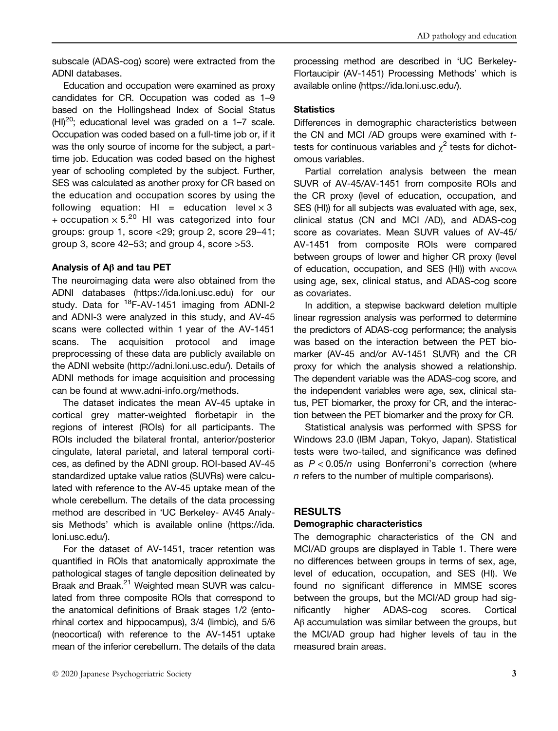subscale (ADAS-cog) score) were extracted from the ADNI databases.

Education and occupation were examined as proxy candidates for CR. Occupation was coded as 1–9 based on the Hollingshead Index of Social Status (HI)[20]; educational level was graded on a 1–7 scale. Occupation was coded based on a full-time job or, if it was the only source of income for the subject, a part-time job. Education was coded based on the highest year of schooling completed by the subject. Further, SES was calculated as another proxy for CR based on the education and occupation scores by using the following equation: HI = education level $\times$ 3 + occupation $\times$ 5.[20] HI was categorized into four groups: group 1, score <29; group 2, score 29–41; group 3, score 42–53; and group 4, score >53.

### Analysis of Aβ and tau PET

The neuroimaging data were also obtained from the ADNI databases (https://ida.loni.usc.edu) for our study. Data for $^{18}$F-AV-1451 imaging from ADNI-2 and ADNI-3 were analyzed in this study, and AV-45 scans were collected within 1 year of the AV-1451 scans. The acquisition protocol and image preprocessing of these data are publicly available on the ADNI website (http://adni.loni.usc.edu/). Details of ADNI methods for image acquisition and processing can be found at www.adni-info.org/methods.

The dataset indicates the mean AV-45 uptake in cortical grey matter-weighted florbetapir in the regions of interest (ROIs) for all participants. The ROIs included the bilateral frontal, anterior/posterior cingulate, lateral parietal, and lateral temporal cortices, as defined by the ADNI group. ROI-based AV-45 standardized uptake value ratios (SUVRs) were calculated with reference to the AV-45 uptake mean of the whole cerebellum. The details of the data processing method are described in 'UC Berkeley- AV45 Analysis Methods' which is available online (https://ida.loni.usc.edu/).

For the dataset of AV-1451, tracer retention was quantified in ROIs that anatomically approximate the pathological stages of tangle deposition delineated by Braak and Braak.[21] Weighted mean SUVR was calculated from three composite ROIs that correspond to the anatomical definitions of Braak stages 1/2 (entorhinal cortex and hippocampus), 3/4 (limbic), and 5/6 (neocortical) with reference to the AV-1451 uptake mean of the inferior cerebellum. The details of the data processing method are described in 'UC Berkeley-Flortaucipir (AV-1451) Processing Methods' which is available online (https://ida.loni.usc.edu/).

### Statistics

Differences in demographic characteristics between the CN and MCI /AD groups were examined with *t*-tests for continuous variables and $\chi^2$ tests for dichotomous variables.

Partial correlation analysis between the mean SUVR of AV-45/AV-1451 from composite ROIs and the CR proxy (level of education, occupation, and SES (HI)) for all subjects was evaluated with age, sex, clinical status (CN and MCI /AD), and ADAS-cog score as covariates. Mean SUVR values of AV-45/AV-1451 from composite ROIs were compared between groups of lower and higher CR proxy (level of education, occupation, and SES (HI)) with ANCOVA using age, sex, clinical status, and ADAS-cog score as covariates.

In addition, a stepwise backward deletion multiple linear regression analysis was performed to determine the predictors of ADAS-cog performance; the analysis was based on the interaction between the PET biomarker (AV-45 and/or AV-1451 SUVR) and the CR proxy for which the analysis showed a relationship. The dependent variable was the ADAS-cog score, and the independent variables were age, sex, clinical status, PET biomarker, the proxy for CR, and the interaction between the PET biomarker and the proxy for CR.

Statistical analysis was performed with SPSS for Windows 23.0 (IBM Japan, Tokyo, Japan). Statistical tests were two-tailed, and significance was defined as $P < 0.05/n$ using Bonferroni's correction (where $n$ refers to the number of multiple comparisons).

## RESULTS

### Demographic characteristics

The demographic characteristics of the CN and MCI/AD groups are displayed in Table 1. There were no differences between groups in terms of sex, age, level of education, occupation, and SES (HI). We found no significant difference in MMSE scores between the groups, but the MCI/AD group had significantly higher ADAS-cog scores. Cortical Aβ accumulation was similar between the groups, but the MCI/AD group had higher levels of tau in the measured brain areas.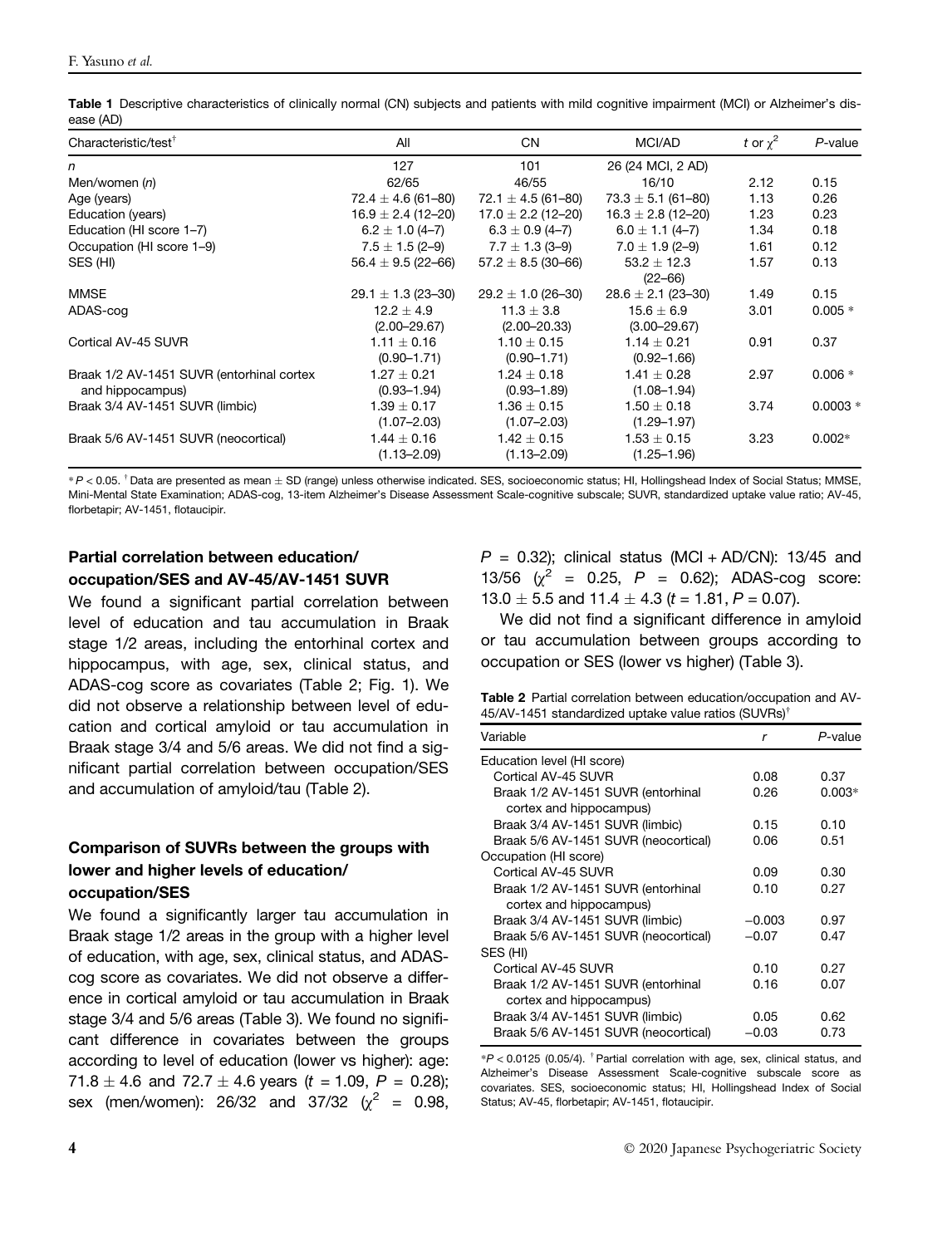**Table 1** Descriptive characteristics of clinically normal (CN) subjects and patients with mild cognitive impairment (MCI) or Alzheimer's disease (AD)

| Characteristic/test[†] | All | CN | MCI/AD | t or $\chi^2$ | P-value |
|---|---|---|---|---|---|
| n | 127 | 101 | 26 (24 MCI, 2 AD) | | |
| Men/women (n) | 62/65 | 46/55 | 16/10 | 2.12 | 0.15 |
| Age (years) | 72.4 ± 4.6 (61–80) | 72.1 ± 4.5 (61–80) | 73.3 ± 5.1 (61–80) | 1.13 | 0.26 |
| Education (years) | 16.9 ± 2.4 (12–20) | 17.0 ± 2.2 (12–20) | 16.3 ± 2.8 (12–20) | 1.23 | 0.23 |
| Education (HI score 1–7) | 6.2 ± 1.0 (4–7) | 6.3 ± 0.9 (4–7) | 6.0 ± 1.1 (4–7) | 1.34 | 0.18 |
| Occupation (HI score 1–9) | 7.5 ± 1.5 (2–9) | 7.7 ± 1.3 (3–9) | 7.0 ± 1.9 (2–9) | 1.61 | 0.12 |
| SES (HI) | 56.4 ± 9.5 (22–66) | 57.2 ± 8.5 (30–66) | 53.2 ± 12.3 (22–66) | 1.57 | 0.13 |
| MMSE | 29.1 ± 1.3 (23–30) | 29.2 ± 1.0 (26–30) | 28.6 ± 2.1 (23–30) | 1.49 | 0.15 |
| ADAS-cog | 12.2 ± 4.9 (2.00–29.67) | 11.3 ± 3.8 (2.00–20.33) | 15.6 ± 6.9 (3.00–29.67) | 3.01 | 0.005 * |
| Cortical AV-45 SUVR | 1.11 ± 0.16 (0.90–1.71) | 1.10 ± 0.15 (0.90–1.71) | 1.14 ± 0.21 (0.92–1.66) | 0.91 | 0.37 |
| Braak 1/2 AV-1451 SUVR (entorhinal cortex and hippocampus) | 1.27 ± 0.21 (0.93–1.94) | 1.24 ± 0.18 (0.93–1.89) | 1.41 ± 0.28 (1.08–1.94) | 2.97 | 0.006 * |
| Braak 3/4 AV-1451 SUVR (limbic) | 1.39 ± 0.17 (1.07–2.03) | 1.36 ± 0.15 (1.07–2.03) | 1.50 ± 0.18 (1.29–1.97) | 3.74 | 0.0003 * |
| Braak 5/6 AV-1451 SUVR (neocortical) | 1.44 ± 0.16 (1.13–2.09) | 1.42 ± 0.15 (1.13–2.09) | 1.53 ± 0.15 (1.25–1.96) | 3.23 | 0.002* |

*$P < 0.05$. [†] Data are presented as mean ± SD (range) unless otherwise indicated. SES, socioeconomic status; HI, Hollingshead Index of Social Status; MMSE, Mini-Mental State Examination; ADAS-cog, 13-item Alzheimer's Disease Assessment Scale-cognitive subscale; SUVR, standardized uptake value ratio; AV-45, florbetapir; AV-1451, flotaucipir.

### Partial correlation between education/occupation/SES and AV-45/AV-1451 SUVR

We found a significant partial correlation between level of education and tau accumulation in Braak stage 1/2 areas, including the entorhinal cortex and hippocampus, with age, sex, clinical status, and ADAS-cog score as covariates (Table 2; Fig. 1). We did not observe a relationship between level of education and cortical amyloid or tau accumulation in Braak stage 3/4 and 5/6 areas. We did not find a significant partial correlation between occupation/SES and accumulation of amyloid/tau (Table 2).

### Comparison of SUVRs between the groups with lower and higher levels of education/occupation/SES

We found a significantly larger tau accumulation in Braak stage 1/2 areas in the group with a higher level of education, with age, sex, clinical status, and ADAS-cog score as covariates. We did not observe a difference in cortical amyloid or tau accumulation in Braak stage 3/4 and 5/6 areas (Table 3). We found no significant difference in covariates between the groups according to level of education (lower vs higher): age: 71.8 ± 4.6 and 72.7 ± 4.6 years ($t = 1.09$, $P = 0.28$); sex (men/women): 26/32 and 37/32 ($\chi^2 = 0.98$, $P = 0.32$); clinical status (MCI + AD/CN): 13/45 and 13/56 ($\chi^2 = 0.25$, $P = 0.62$); ADAS-cog score: 13.0 ± 5.5 and 11.4 ± 4.3 ($t = 1.81$, $P = 0.07$).

We did not find a significant difference in amyloid or tau accumulation between groups according to occupation or SES (lower vs higher) (Table 3).

**Table 2** Partial correlation between education/occupation and AV-45/AV-1451 standardized uptake value ratios (SUVRs)[†]

| Variable | r | P-value |
|---|---|---|
| Education level (HI score) | | |
| Cortical AV-45 SUVR | 0.08 | 0.37 |
| Braak 1/2 AV-1451 SUVR (entorhinal cortex and hippocampus) | 0.26 | 0.003* |
| Braak 3/4 AV-1451 SUVR (limbic) | 0.15 | 0.10 |
| Braak 5/6 AV-1451 SUVR (neocortical) | 0.06 | 0.51 |
| Occupation (HI score) | | |
| Cortical AV-45 SUVR | 0.09 | 0.30 |
| Braak 1/2 AV-1451 SUVR (entorhinal cortex and hippocampus) | 0.10 | 0.27 |
| Braak 3/4 AV-1451 SUVR (limbic) | −0.003 | 0.97 |
| Braak 5/6 AV-1451 SUVR (neocortical) | −0.07 | 0.47 |
| SES (HI) | | |
| Cortical AV-45 SUVR | 0.10 | 0.27 |
| Braak 1/2 AV-1451 SUVR (entorhinal cortex and hippocampus) | 0.16 | 0.07 |
| Braak 3/4 AV-1451 SUVR (limbic) | 0.05 | 0.62 |
| Braak 5/6 AV-1451 SUVR (neocortical) | −0.03 | 0.73 |

*$P < 0.0125$ (0.05/4). [†] Partial correlation with age, sex, clinical status, and Alzheimer's Disease Assessment Scale-cognitive subscale score as covariates. SES, socioeconomic status; HI, Hollingshead Index of Social Status; AV-45, florbetapir; AV-1451, flotaucipir.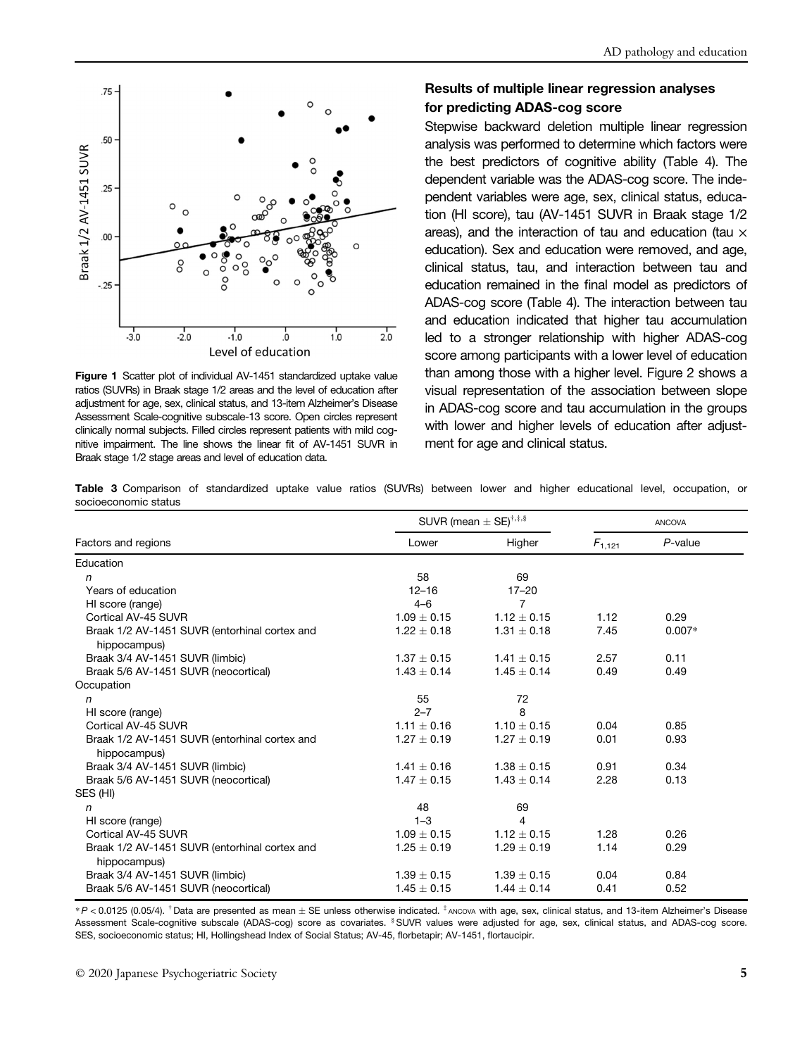Figure 1 Scatter plot of individual AV-1451 standardized uptake value ratios (SUVRs) in Braak stage 1/2 areas and the level of education after adjustment for age, sex, clinical status, and 13-item Alzheimer's Disease Assessment Scale-cognitive subscale-13 score. Open circles represent clinically normal subjects. Filled circles represent patients with mild cognitive impairment. The line shows the linear fit of AV-1451 SUVR in Braak stage 1/2 stage areas and level of education data.

### Results of multiple linear regression analyses for predicting ADAS-cog score

Stepwise backward deletion multiple linear regression analysis was performed to determine which factors were the best predictors of cognitive ability (Table 4). The dependent variable was the ADAS-cog score. The independent variables were age, sex, clinical status, education (HI score), tau (AV-1451 SUVR in Braak stage 1/2 areas), and the interaction of tau and education (tau × education). Sex and education were removed, and age, clinical status, tau, and interaction between tau and education remained in the final model as predictors of ADAS-cog score (Table 4). The interaction between tau and education indicated that higher tau accumulation led to a stronger relationship with higher ADAS-cog score among participants with a lower level of education than among those with a higher level. Figure 2 shows a visual representation of the association between slope in ADAS-cog score and tau accumulation in the groups with lower and higher levels of education after adjustment for age and clinical status.

**Table 3** Comparison of standardized uptake value ratios (SUVRs) between lower and higher educational level, occupation, or socioeconomic status

| Factors and regions | SUVR (mean ± SE)[†,‡,§] | | ANCOVA | |
|---|---|---|---|---|
| | Lower | Higher | $F_{1,121}$ | *P*-value |
| Education | | | | |
| *n* | 58 | 69 | | |
| Years of education | 12–16 | 17–20 | | |
| HI score (range) | 4–6 | 7 | | |
| Cortical AV-45 SUVR | 1.09 ± 0.15 | 1.12 ± 0.15 | 1.12 | 0.29 |
| Braak 1/2 AV-1451 SUVR (entorhinal cortex and hippocampus) | 1.22 ± 0.18 | 1.31 ± 0.18 | 7.45 | 0.007* |
| Braak 3/4 AV-1451 SUVR (limbic) | 1.37 ± 0.15 | 1.41 ± 0.15 | 2.57 | 0.11 |
| Braak 5/6 AV-1451 SUVR (neocortical) | 1.43 ± 0.14 | 1.45 ± 0.14 | 0.49 | 0.49 |
| Occupation | | | | |
| *n* | 55 | 72 | | |
| HI score (range) | 2–7 | 8 | | |
| Cortical AV-45 SUVR | 1.11 ± 0.16 | 1.10 ± 0.15 | 0.04 | 0.85 |
| Braak 1/2 AV-1451 SUVR (entorhinal cortex and hippocampus) | 1.27 ± 0.19 | 1.27 ± 0.19 | 0.01 | 0.93 |
| Braak 3/4 AV-1451 SUVR (limbic) | 1.41 ± 0.16 | 1.38 ± 0.15 | 0.91 | 0.34 |
| Braak 5/6 AV-1451 SUVR (neocortical) | 1.47 ± 0.15 | 1.43 ± 0.14 | 2.28 | 0.13 |
| SES (HI) | | | | |
| *n* | 48 | 69 | | |
| HI score (range) | 1–3 | 4 | | |
| Cortical AV-45 SUVR | 1.09 ± 0.15 | 1.12 ± 0.15 | 1.28 | 0.26 |
| Braak 1/2 AV-1451 SUVR (entorhinal cortex and hippocampus) | 1.25 ± 0.19 | 1.29 ± 0.19 | 1.14 | 0.29 |
| Braak 3/4 AV-1451 SUVR (limbic) | 1.39 ± 0.15 | 1.39 ± 0.15 | 0.04 | 0.84 |
| Braak 5/6 AV-1451 SUVR (neocortical) | 1.45 ± 0.15 | 1.44 ± 0.14 | 0.41 | 0.52 |

*$P < 0.0125$ (0.05/4). [†]Data are presented as mean ± SE unless otherwise indicated. [‡]ANCOVA with age, sex, clinical status, and 13-item Alzheimer's Disease Assessment Scale-cognitive subscale (ADAS-cog) score as covariates. [§]SUVR values were adjusted for age, sex, clinical status, and ADAS-cog score. SES, socioeconomic status; HI, Hollingshead Index of Social Status; AV-45, florbetapir; AV-1451, flortaucipir.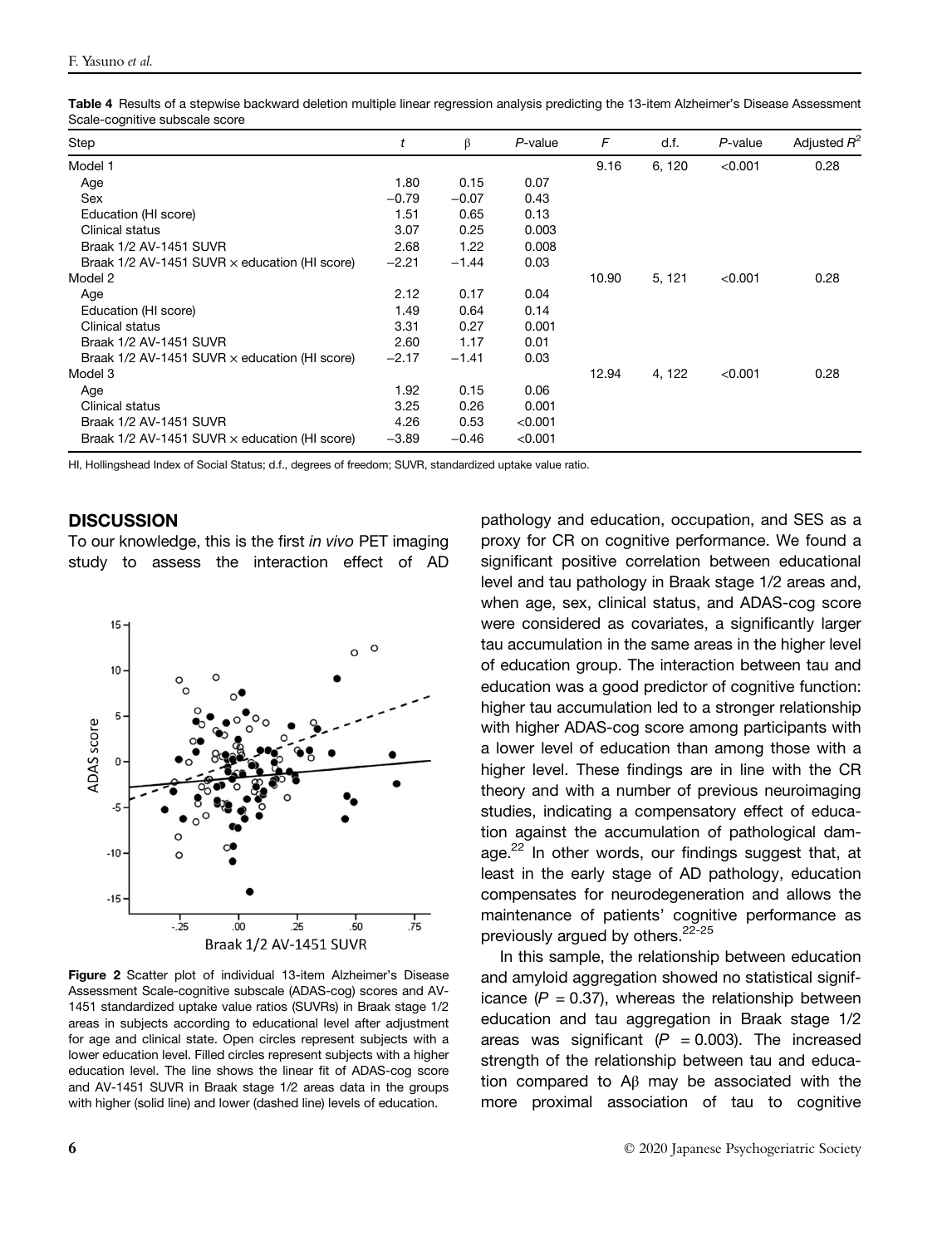**Table 4** Results of a stepwise backward deletion multiple linear regression analysis predicting the 13-item Alzheimer's Disease Assessment Scale-cognitive subscale score

| Step | *t* | β | *P*-value | *F* | d.f. | *P*-value | Adjusted $R^2$ |
|---|---|---|---|---|---|---|---|
| Model 1 | | | | 9.16 | 6, 120 | <0.001 | 0.28 |
| Age | 1.80 | 0.15 | 0.07 | | | | |
| Sex | −0.79 | −0.07 | 0.43 | | | | |
| Education (HI score) | 1.51 | 0.65 | 0.13 | | | | |
| Clinical status | 3.07 | 0.25 | 0.003 | | | | |
| Braak 1/2 AV-1451 SUVR | 2.68 | 1.22 | 0.008 | | | | |
| Braak 1/2 AV-1451 SUVR × education (HI score) | −2.21 | −1.44 | 0.03 | | | | |
| Model 2 | | | | 10.90 | 5, 121 | <0.001 | 0.28 |
| Age | 2.12 | 0.17 | 0.04 | | | | |
| Education (HI score) | 1.49 | 0.64 | 0.14 | | | | |
| Clinical status | 3.31 | 0.27 | 0.001 | | | | |
| Braak 1/2 AV-1451 SUVR | 2.60 | 1.17 | 0.01 | | | | |
| Braak 1/2 AV-1451 SUVR × education (HI score) | −2.17 | −1.41 | 0.03 | | | | |
| Model 3 | | | | 12.94 | 4, 122 | <0.001 | 0.28 |
| Age | 1.92 | 0.15 | 0.06 | | | | |
| Clinical status | 3.25 | 0.26 | 0.001 | | | | |
| Braak 1/2 AV-1451 SUVR | 4.26 | 0.53 | <0.001 | | | | |
| Braak 1/2 AV-1451 SUVR × education (HI score) | −3.89 | −0.46 | <0.001 | | | | |

HI, Hollingshead Index of Social Status; d.f., degrees of freedom; SUVR, standardized uptake value ratio.

## DISCUSSION

To our knowledge, this is the first *in vivo* PET imaging study to assess the interaction effect of AD pathology and education, occupation, and SES as a proxy for CR on cognitive performance. We found a significant positive correlation between educational level and tau pathology in Braak stage 1/2 areas and, when age, sex, clinical status, and ADAS-cog score were considered as covariates, a significantly larger tau accumulation in the same areas in the higher level of education group. The interaction between tau and education was a good predictor of cognitive function: higher tau accumulation led to a stronger relationship with higher ADAS-cog score among participants with a lower level of education than among those with a higher level. These findings are in line with the CR theory and with a number of previous neuroimaging studies, indicating a compensatory effect of education against the accumulation of pathological damage.[22] In other words, our findings suggest that, at least in the early stage of AD pathology, education compensates for neurodegeneration and allows the maintenance of patients' cognitive performance as previously argued by others.[22-25]

**Figure 2** Scatter plot of individual 13-item Alzheimer's Disease Assessment Scale-cognitive subscale (ADAS-cog) scores and AV-1451 standardized uptake value ratios (SUVRs) in Braak stage 1/2 areas in subjects according to educational level after adjustment for age and clinical state. Open circles represent subjects with a lower education level. Filled circles represent subjects with a higher education level. The line shows the linear fit of ADAS-cog score and AV-1451 SUVR in Braak stage 1/2 areas data in the groups with higher (solid line) and lower (dashed line) levels of education.

In this sample, the relationship between education and amyloid aggregation showed no statistical significance ($P = 0.37$), whereas the relationship between education and tau aggregation in Braak stage 1/2 areas was significant ($P = 0.003$). The increased strength of the relationship between tau and education compared to Aβ may be associated with the more proximal association of tau to cognitive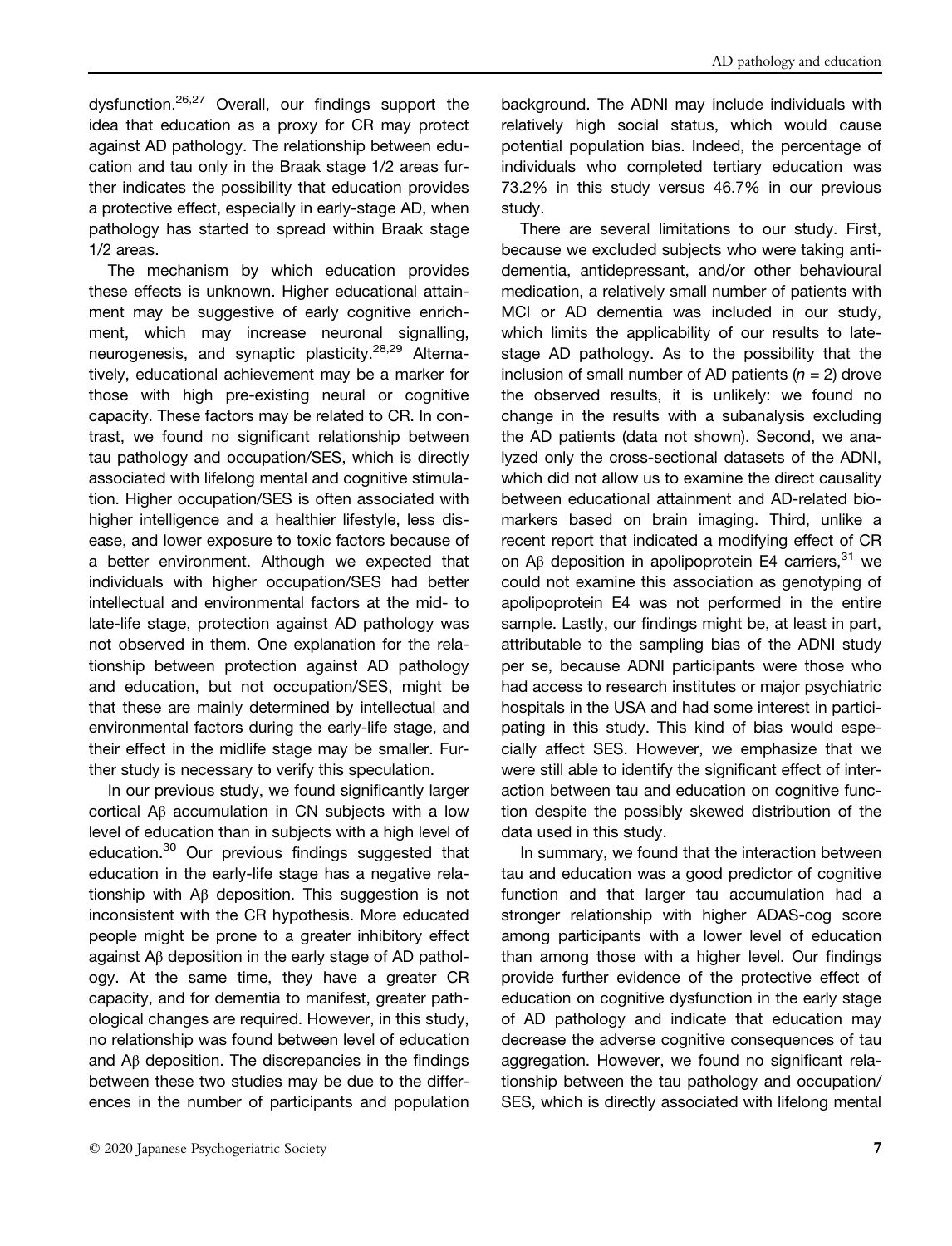dysfunction.[26,27] Overall, our findings support the idea that education as a proxy for CR may protect against AD pathology. The relationship between education and tau only in the Braak stage 1/2 areas further indicates the possibility that education provides a protective effect, especially in early-stage AD, when pathology has started to spread within Braak stage 1/2 areas.

The mechanism by which education provides these effects is unknown. Higher educational attainment may be suggestive of early cognitive enrichment, which may increase neuronal signalling, neurogenesis, and synaptic plasticity.[28,29] Alternatively, educational achievement may be a marker for those with high pre-existing neural or cognitive capacity. These factors may be related to CR. In contrast, we found no significant relationship between tau pathology and occupation/SES, which is directly associated with lifelong mental and cognitive stimulation. Higher occupation/SES is often associated with higher intelligence and a healthier lifestyle, less disease, and lower exposure to toxic factors because of a better environment. Although we expected that individuals with higher occupation/SES had better intellectual and environmental factors at the mid- to late-life stage, protection against AD pathology was not observed in them. One explanation for the relationship between protection against AD pathology and education, but not occupation/SES, might be that these are mainly determined by intellectual and environmental factors during the early-life stage, and their effect in the midlife stage may be smaller. Further study is necessary to verify this speculation.

In our previous study, we found significantly larger cortical Aβ accumulation in CN subjects with a low level of education than in subjects with a high level of education.[30] Our previous findings suggested that education in the early-life stage has a negative relationship with Aβ deposition. This suggestion is not inconsistent with the CR hypothesis. More educated people might be prone to a greater inhibitory effect against Aβ deposition in the early stage of AD pathology. At the same time, they have a greater CR capacity, and for dementia to manifest, greater pathological changes are required. However, in this study, no relationship was found between level of education and Aβ deposition. The discrepancies in the findings between these two studies may be due to the differences in the number of participants and population background. The ADNI may include individuals with relatively high social status, which would cause potential population bias. Indeed, the percentage of individuals who completed tertiary education was 73.2% in this study versus 46.7% in our previous study.

There are several limitations to our study. First, because we excluded subjects who were taking anti-dementia, antidepressant, and/or other behavioural medication, a relatively small number of patients with MCI or AD dementia was included in our study, which limits the applicability of our results to late-stage AD pathology. As to the possibility that the inclusion of small number of AD patients ($n = 2$) drove the observed results, it is unlikely: we found no change in the results with a subanalysis excluding the AD patients (data not shown). Second, we analyzed only the cross-sectional datasets of the ADNI, which did not allow us to examine the direct causality between educational attainment and AD-related biomarkers based on brain imaging. Third, unlike a recent report that indicated a modifying effect of CR on Aβ deposition in apolipoprotein E4 carriers,[31] we could not examine this association as genotyping of apolipoprotein E4 was not performed in the entire sample. Lastly, our findings might be, at least in part, attributable to the sampling bias of the ADNI study per se, because ADNI participants were those who had access to research institutes or major psychiatric hospitals in the USA and had some interest in participating in this study. This kind of bias would especially affect SES. However, we emphasize that we were still able to identify the significant effect of interaction between tau and education on cognitive function despite the possibly skewed distribution of the data used in this study.

In summary, we found that the interaction between tau and education was a good predictor of cognitive function and that larger tau accumulation had a stronger relationship with higher ADAS-cog score among participants with a lower level of education than among those with a higher level. Our findings provide further evidence of the protective effect of education on cognitive dysfunction in the early stage of AD pathology and indicate that education may decrease the adverse cognitive consequences of tau aggregation. However, we found no significant relationship between the tau pathology and occupation/SES, which is directly associated with lifelong mental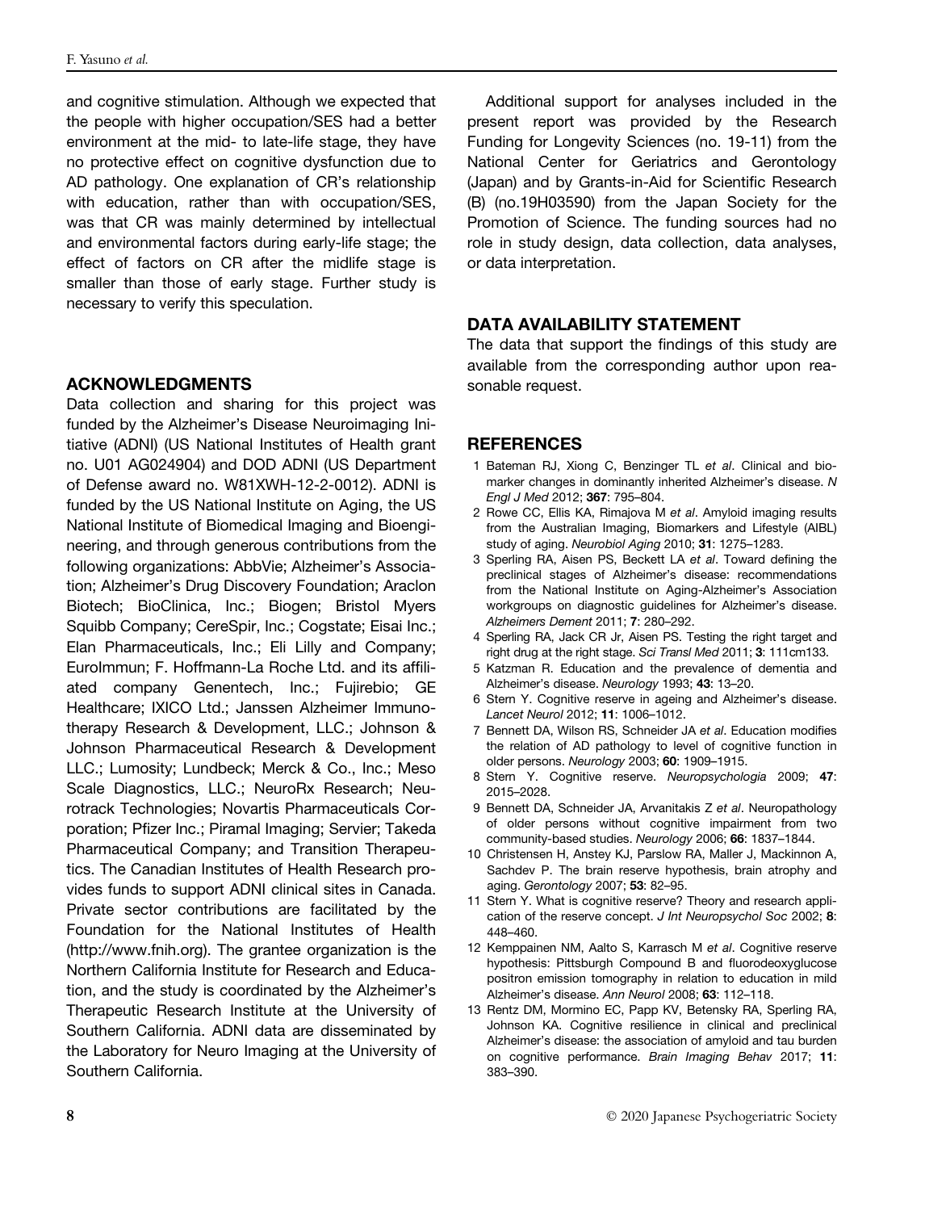and cognitive stimulation. Although we expected that the people with higher occupation/SES had a better environment at the mid- to late-life stage, they have no protective effect on cognitive dysfunction due to AD pathology. One explanation of CR's relationship with education, rather than with occupation/SES, was that CR was mainly determined by intellectual and environmental factors during early-life stage; the effect of factors on CR after the midlife stage is smaller than those of early stage. Further study is necessary to verify this speculation.

## ACKNOWLEDGMENTS

Data collection and sharing for this project was funded by the Alzheimer's Disease Neuroimaging Initiative (ADNI) (US National Institutes of Health grant no. U01 AG024904) and DOD ADNI (US Department of Defense award no. W81XWH-12-2-0012). ADNI is funded by the US National Institute on Aging, the US National Institute of Biomedical Imaging and Bioengineering, and through generous contributions from the following organizations: AbbVie; Alzheimer's Association; Alzheimer's Drug Discovery Foundation; Araclon Biotech; BioClinica, Inc.; Biogen; Bristol Myers Squibb Company; CereSpir, Inc.; Cogstate; Eisai Inc.; Elan Pharmaceuticals, Inc.; Eli Lilly and Company; EuroImmun; F. Hoffmann-La Roche Ltd. and its affiliated company Genentech, Inc.; Fujirebio; GE Healthcare; IXICO Ltd.; Janssen Alzheimer Immunotherapy Research & Development, LLC.; Johnson & Johnson Pharmaceutical Research & Development LLC.; Lumosity; Lundbeck; Merck & Co., Inc.; Meso Scale Diagnostics, LLC.; NeuroRx Research; Neurotrack Technologies; Novartis Pharmaceuticals Corporation; Pfizer Inc.; Piramal Imaging; Servier; Takeda Pharmaceutical Company; and Transition Therapeutics. The Canadian Institutes of Health Research provides funds to support ADNI clinical sites in Canada. Private sector contributions are facilitated by the Foundation for the National Institutes of Health (http://www.fnih.org). The grantee organization is the Northern California Institute for Research and Education, and the study is coordinated by the Alzheimer's Therapeutic Research Institute at the University of Southern California. ADNI data are disseminated by the Laboratory for Neuro Imaging at the University of Southern California.

Additional support for analyses included in the present report was provided by the Research Funding for Longevity Sciences (no. 19-11) from the National Center for Geriatrics and Gerontology (Japan) and by Grants-in-Aid for Scientific Research (B) (no.19H03590) from the Japan Society for the Promotion of Science. The funding sources had no role in study design, data collection, data analyses, or data interpretation.

## DATA AVAILABILITY STATEMENT

The data that support the findings of this study are available from the corresponding author upon reasonable request.

## REFERENCES

1 Bateman RJ, Xiong C, Benzinger TL *et al*. Clinical and biomarker changes in dominantly inherited Alzheimer's disease. *N Engl J Med* 2012; **367**: 795–804.

2 Rowe CC, Ellis KA, Rimajova M *et al*. Amyloid imaging results from the Australian Imaging, Biomarkers and Lifestyle (AIBL) study of aging. *Neurobiol Aging* 2010; **31**: 1275–1283.

3 Sperling RA, Aisen PS, Beckett LA *et al*. Toward defining the preclinical stages of Alzheimer's disease: recommendations from the National Institute on Aging-Alzheimer's Association workgroups on diagnostic guidelines for Alzheimer's disease. *Alzheimers Dement* 2011; **7**: 280–292.

4 Sperling RA, Jack CR Jr, Aisen PS. Testing the right target and right drug at the right stage. *Sci Transl Med* 2011; **3**: 111cm133.

5 Katzman R. Education and the prevalence of dementia and Alzheimer's disease. *Neurology* 1993; **43**: 13–20.

6 Stern Y. Cognitive reserve in ageing and Alzheimer's disease. *Lancet Neurol* 2012; **11**: 1006–1012.

7 Bennett DA, Wilson RS, Schneider JA *et al*. Education modifies the relation of AD pathology to level of cognitive function in older persons. *Neurology* 2003; **60**: 1909–1915.

8 Stern Y. Cognitive reserve. *Neuropsychologia* 2009; **47**: 2015–2028.

9 Bennett DA, Schneider JA, Arvanitakis Z *et al*. Neuropathology of older persons without cognitive impairment from two community-based studies. *Neurology* 2006; **66**: 1837–1844.

10 Christensen H, Anstey KJ, Parslow RA, Maller J, Mackinnon A, Sachdev P. The brain reserve hypothesis, brain atrophy and aging. *Gerontology* 2007; **53**: 82–95.

11 Stern Y. What is cognitive reserve? Theory and research application of the reserve concept. *J Int Neuropsychol Soc* 2002; **8**: 448–460.

12 Kemppainen NM, Aalto S, Karrasch M *et al*. Cognitive reserve hypothesis: Pittsburgh Compound B and fluorodeoxyglucose positron emission tomography in relation to education in mild Alzheimer's disease. *Ann Neurol* 2008; **63**: 112–118.

13 Rentz DM, Mormino EC, Papp KV, Betensky RA, Sperling RA, Johnson KA. Cognitive resilience in clinical and preclinical Alzheimer's disease: the association of amyloid and tau burden on cognitive performance. *Brain Imaging Behav* 2017; **11**: 383–390.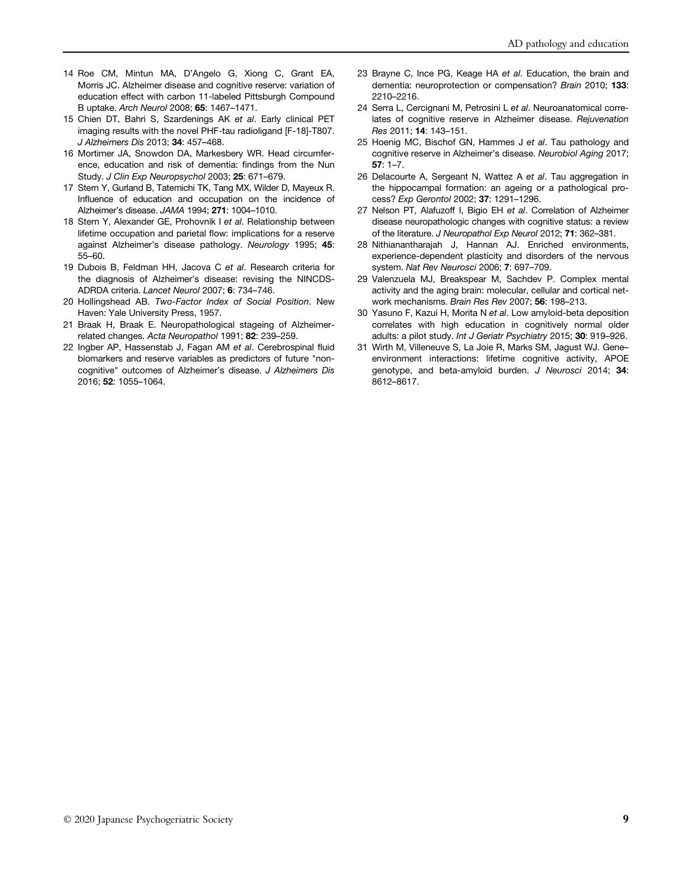14 Roe CM, Mintun MA, D'Angelo G, Xiong C, Grant EA, Morris JC. Alzheimer disease and cognitive reserve: variation of education effect with carbon 11-labeled Pittsburgh Compound B uptake. *Arch Neurol* 2008; **65**: 1467–1471.

15 Chien DT, Bahri S, Szardenings AK *et al*. Early clinical PET imaging results with the novel PHF-tau radioligand [F-18]-T807. *J Alzheimers Dis* 2013; **34**: 457–468.

16 Mortimer JA, Snowdon DA, Markesbery WR. Head circumference, education and risk of dementia: findings from the Nun Study. *J Clin Exp Neuropsychol* 2003; **25**: 671–679.

17 Stern Y, Gurland B, Tatemichi TK, Tang MX, Wilder D, Mayeux R. Influence of education and occupation on the incidence of Alzheimer's disease. *JAMA* 1994; **271**: 1004–1010.

18 Stern Y, Alexander GE, Prohovnik I *et al*. Relationship between lifetime occupation and parietal flow: implications for a reserve against Alzheimer's disease pathology. *Neurology* 1995; **45**: 55–60.

19 Dubois B, Feldman HH, Jacova C *et al*. Research criteria for the diagnosis of Alzheimer's disease: revising the NINCDS-ADRDA criteria. *Lancet Neurol* 2007; **6**: 734–746.

20 Hollingshead AB. *Two-Factor Index of Social Position*. New Haven: Yale University Press, 1957.

21 Braak H, Braak E. Neuropathological stageing of Alzheimer-related changes. *Acta Neuropathol* 1991; **82**: 239–259.

22 Ingber AP, Hassenstab J, Fagan AM *et al*. Cerebrospinal fluid biomarkers and reserve variables as predictors of future "non-cognitive" outcomes of Alzheimer's disease. *J Alzheimers Dis* 2016; **52**: 1055–1064.

23 Brayne C, Ince PG, Keage HA *et al*. Education, the brain and dementia: neuroprotection or compensation? *Brain* 2010; **133**: 2210–2216.

24 Serra L, Cercignani M, Petrosini L *et al*. Neuroanatomical correlates of cognitive reserve in Alzheimer disease. *Rejuvenation Res* 2011; **14**: 143–151.

25 Hoenig MC, Bischof GN, Hammes J *et al*. Tau pathology and cognitive reserve in Alzheimer's disease. *Neurobiol Aging* 2017; **57**: 1–7.

26 Delacourte A, Sergeant N, Wattez A *et al*. Tau aggregation in the hippocampal formation: an ageing or a pathological process? *Exp Gerontol* 2002; **37**: 1291–1296.

27 Nelson PT, Alafuzoff I, Bigio EH *et al*. Correlation of Alzheimer disease neuropathologic changes with cognitive status: a review of the literature. *J Neuropathol Exp Neurol* 2012; **71**: 362–381.

28 Nithianantharajah J, Hannan AJ. Enriched environments, experience-dependent plasticity and disorders of the nervous system. *Nat Rev Neurosci* 2006; **7**: 697–709.

29 Valenzuela MJ, Breakspear M, Sachdev P. Complex mental activity and the aging brain: molecular, cellular and cortical network mechanisms. *Brain Res Rev* 2007; **56**: 198–213.

30 Yasuno F, Kazui H, Morita N *et al*. Low amyloid-beta deposition correlates with high education in cognitively normal older adults: a pilot study. *Int J Geriatr Psychiatry* 2015; **30**: 919–926.

31 Wirth M, Villeneuve S, La Joie R, Marks SM, Jagust WJ. Gene–environment interactions: lifetime cognitive activity, APOE genotype, and beta-amyloid burden. *J Neurosci* 2014; **34**: 8612–8617.

© 2020 Japanese Psychogeriatric Society